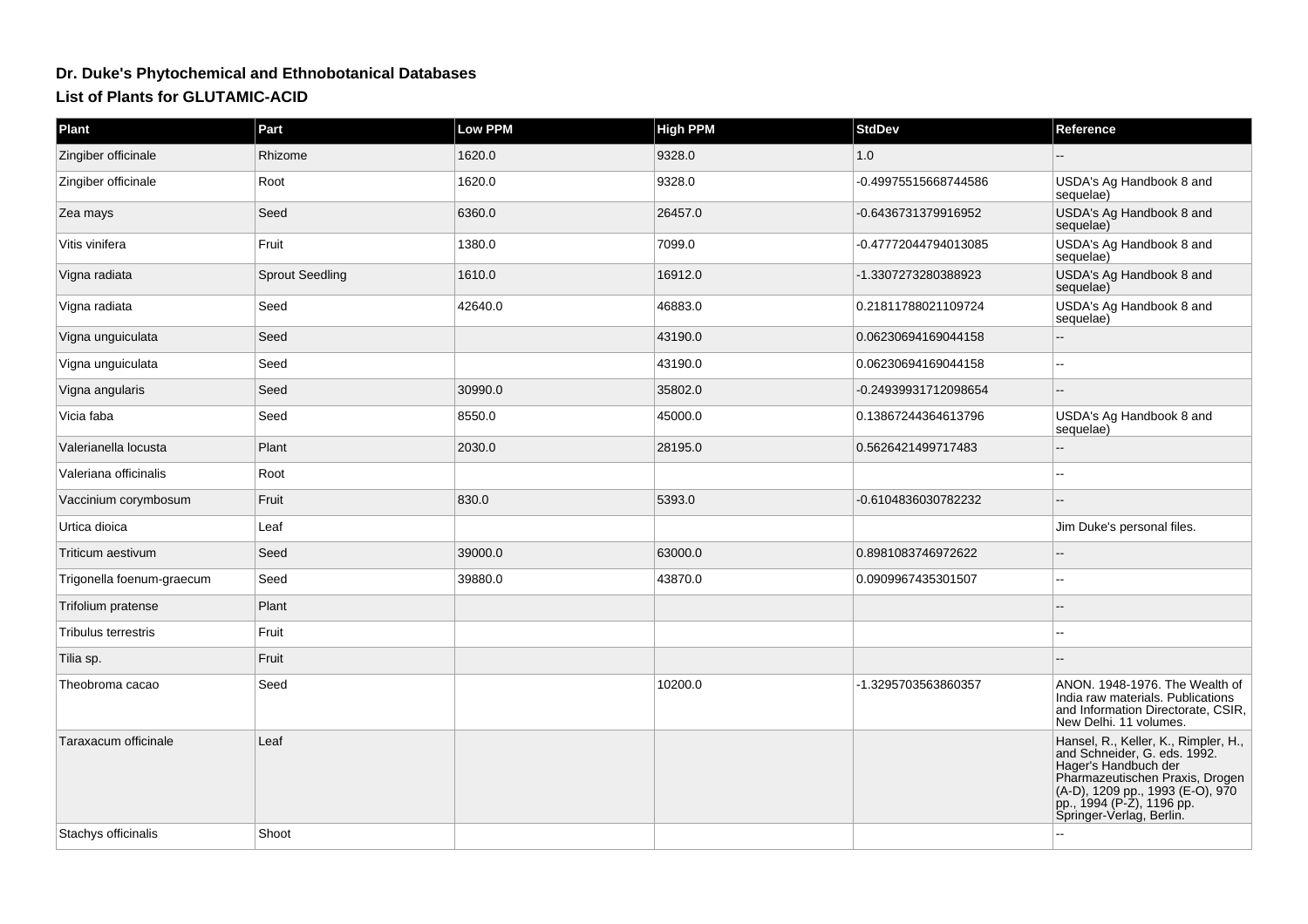# Dr. Duke's Phytochemical and Ethnobotanical Databases

## List of Plants for GLUTAMIC-ACID

| Plant | Part | Low PPM | High PPM | StdDev | Reference |
|---|---|---|---|---|---|
| Zingiber officinale | Rhizome | 1620.0 | 9328.0 | 1.0 | -- |
| Zingiber officinale | Root | 1620.0 | 9328.0 | -0.49975515668744586 | USDA's Ag Handbook 8 and sequelae) |
| Zea mays | Seed | 6360.0 | 26457.0 | -0.6436731379916952 | USDA's Ag Handbook 8 and sequelae) |
| Vitis vinifera | Fruit | 1380.0 | 7099.0 | -0.47772044794013085 | USDA's Ag Handbook 8 and sequelae) |
| Vigna radiata | Sprout Seedling | 1610.0 | 16912.0 | -1.3307273280388923 | USDA's Ag Handbook 8 and sequelae) |
| Vigna radiata | Seed | 42640.0 | 46883.0 | 0.21811788021109724 | USDA's Ag Handbook 8 and sequelae) |
| Vigna unguiculata | Seed | | 43190.0 | 0.06230694169044158 | -- |
| Vigna unguiculata | Seed | | 43190.0 | 0.06230694169044158 | -- |
| Vigna angularis | Seed | 30990.0 | 35802.0 | -0.24939931712098654 | -- |
| Vicia faba | Seed | 8550.0 | 45000.0 | 0.13867244364613796 | USDA's Ag Handbook 8 and sequelae) |
| Valerianella locusta | Plant | 2030.0 | 28195.0 | 0.5626421499717483 | -- |
| Valeriana officinalis | Root | | | | -- |
| Vaccinium corymbosum | Fruit | 830.0 | 5393.0 | -0.6104836030782232 | -- |
| Urtica dioica | Leaf | | | | Jim Duke's personal files. |
| Triticum aestivum | Seed | 39000.0 | 63000.0 | 0.8981083746972622 | -- |
| Trigonella foenum-graecum | Seed | 39880.0 | 43870.0 | 0.0909967435301507 | -- |
| Trifolium pratense | Plant | | | | -- |
| Tribulus terrestris | Fruit | | | | -- |
| Tilia sp. | Fruit | | | | -- |
| Theobroma cacao | Seed | | 10200.0 | -1.3295703563860357 | ANON. 1948-1976. The Wealth of India raw materials. Publications and Information Directorate, CSIR, New Delhi. 11 volumes. |
| Taraxacum officinale | Leaf | | | | Hansel, R., Keller, K., Rimpler, H., and Schneider, G. eds. 1992. Hager's Handbuch der Pharmazeutischen Praxis, Drogen (A-D), 1209 pp., 1993 (E-O), 970 pp., 1994 (P-Z), 1196 pp. Springer-Verlag, Berlin. |
| Stachys officinalis | Shoot | | | | -- |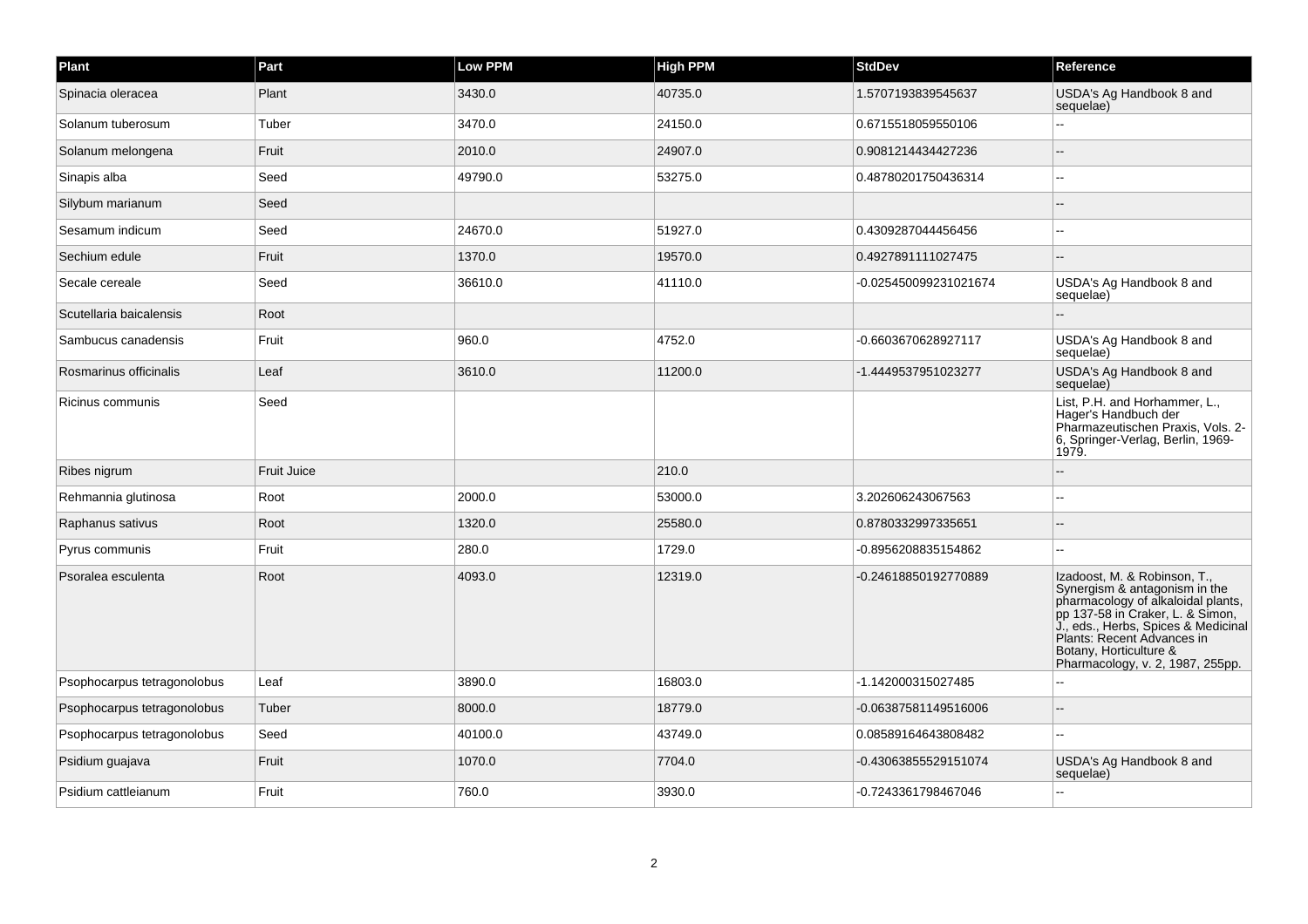| Plant | Part | Low PPM | High PPM | StdDev | Reference |
| --- | --- | --- | --- | --- | --- |
| Spinacia oleracea | Plant | 3430.0 | 40735.0 | 1.5707193839545637 | USDA's Ag Handbook 8 and sequelae) |
| Solanum tuberosum | Tuber | 3470.0 | 24150.0 | 0.6715518059550106 | -- |
| Solanum melongena | Fruit | 2010.0 | 24907.0 | 0.9081214434427236 | -- |
| Sinapis alba | Seed | 49790.0 | 53275.0 | 0.48780201750436314 | -- |
| Silybum marianum | Seed | | | | -- |
| Sesamum indicum | Seed | 24670.0 | 51927.0 | 0.4309287044456456 | -- |
| Sechium edule | Fruit | 1370.0 | 19570.0 | 0.4927891111027475 | -- |
| Secale cereale | Seed | 36610.0 | 41110.0 | -0.025450099231021674 | USDA's Ag Handbook 8 and sequelae) |
| Scutellaria baicalensis | Root | | | | -- |
| Sambucus canadensis | Fruit | 960.0 | 4752.0 | -0.6603670628927117 | USDA's Ag Handbook 8 and sequelae) |
| Rosmarinus officinalis | Leaf | 3610.0 | 11200.0 | -1.4449537951023277 | USDA's Ag Handbook 8 and sequelae) |
| Ricinus communis | Seed | | | | List, P.H. and Horhammer, L., Hager's Handbuch der Pharmazeutischen Praxis, Vols. 2-6, Springer-Verlag, Berlin, 1969-1979. |
| Ribes nigrum | Fruit Juice | | 210.0 | | -- |
| Rehmannia glutinosa | Root | 2000.0 | 53000.0 | 3.202606243067563 | -- |
| Raphanus sativus | Root | 1320.0 | 25580.0 | 0.8780332997335651 | -- |
| Pyrus communis | Fruit | 280.0 | 1729.0 | -0.8956208835154862 | -- |
| Psoralea esculenta | Root | 4093.0 | 12319.0 | -0.24618850192770889 | Izadoost, M. & Robinson, T., Synergism & antagonism in the pharmacology of alkaloidal plants, pp 137-58 in Craker, L. & Simon, J., eds., Herbs, Spices & Medicinal Plants: Recent Advances in Botany, Horticulture & Pharmacology, v. 2, 1987, 255pp. |
| Psophocarpus tetragonolobus | Leaf | 3890.0 | 16803.0 | -1.142000315027485 | -- |
| Psophocarpus tetragonolobus | Tuber | 8000.0 | 18779.0 | -0.06387581149516006 | -- |
| Psophocarpus tetragonolobus | Seed | 40100.0 | 43749.0 | 0.08589164643808482 | -- |
| Psidium guajava | Fruit | 1070.0 | 7704.0 | -0.43063855529151074 | USDA's Ag Handbook 8 and sequelae) |
| Psidium cattleianum | Fruit | 760.0 | 3930.0 | -0.7243361798467046 | -- |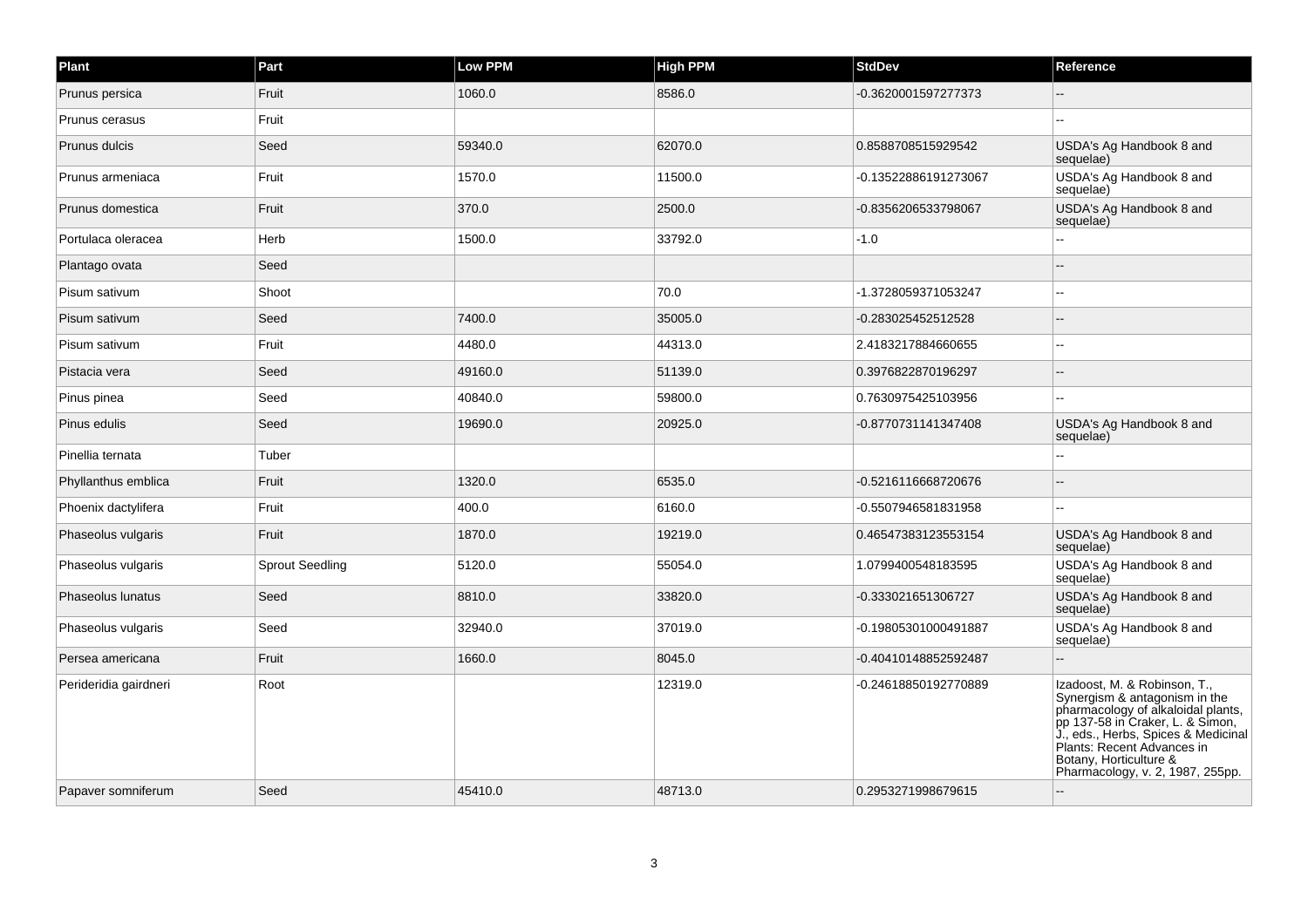| Plant | Part | Low PPM | High PPM | StdDev | Reference |
|---|---|---|---|---|---|
| Prunus persica | Fruit | 1060.0 | 8586.0 | -0.3620001597277373 | -- |
| Prunus cerasus | Fruit | | | | -- |
| Prunus dulcis | Seed | 59340.0 | 62070.0 | 0.8588708515929542 | USDA's Ag Handbook 8 and sequelae) |
| Prunus armeniaca | Fruit | 1570.0 | 11500.0 | -0.13522886191273067 | USDA's Ag Handbook 8 and sequelae) |
| Prunus domestica | Fruit | 370.0 | 2500.0 | -0.8356206533798067 | USDA's Ag Handbook 8 and sequelae) |
| Portulaca oleracea | Herb | 1500.0 | 33792.0 | -1.0 | -- |
| Plantago ovata | Seed | | | | -- |
| Pisum sativum | Shoot | | 70.0 | -1.3728059371053247 | -- |
| Pisum sativum | Seed | 7400.0 | 35005.0 | -0.283025452512528 | -- |
| Pisum sativum | Fruit | 4480.0 | 44313.0 | 2.4183217884660655 | -- |
| Pistacia vera | Seed | 49160.0 | 51139.0 | 0.3976822870196297 | -- |
| Pinus pinea | Seed | 40840.0 | 59800.0 | 0.7630975425103956 | -- |
| Pinus edulis | Seed | 19690.0 | 20925.0 | -0.8770731141347408 | USDA's Ag Handbook 8 and sequelae) |
| Pinellia ternata | Tuber | | | | -- |
| Phyllanthus emblica | Fruit | 1320.0 | 6535.0 | -0.5216116668720676 | -- |
| Phoenix dactylifera | Fruit | 400.0 | 6160.0 | -0.5507946581831958 | -- |
| Phaseolus vulgaris | Fruit | 1870.0 | 19219.0 | 0.46547383123553154 | USDA's Ag Handbook 8 and sequelae) |
| Phaseolus vulgaris | Sprout Seedling | 5120.0 | 55054.0 | 1.0799400548183595 | USDA's Ag Handbook 8 and sequelae) |
| Phaseolus lunatus | Seed | 8810.0 | 33820.0 | -0.333021651306727 | USDA's Ag Handbook 8 and sequelae) |
| Phaseolus vulgaris | Seed | 32940.0 | 37019.0 | -0.19805301000491887 | USDA's Ag Handbook 8 and sequelae) |
| Persea americana | Fruit | 1660.0 | 8045.0 | -0.40410148852592487 | -- |
| Perideridia gairdneri | Root | | 12319.0 | -0.24618850192770889 | Izadoost, M. & Robinson, T., Synergism & antagonism in the pharmacology of alkaloidal plants, pp 137-58 in Craker, L. & Simon, J., eds., Herbs, Spices & Medicinal Plants: Recent Advances in Botany, Horticulture & Pharmacology, v. 2, 1987, 255pp. |
| Papaver somniferum | Seed | 45410.0 | 48713.0 | 0.2953271998679615 | -- |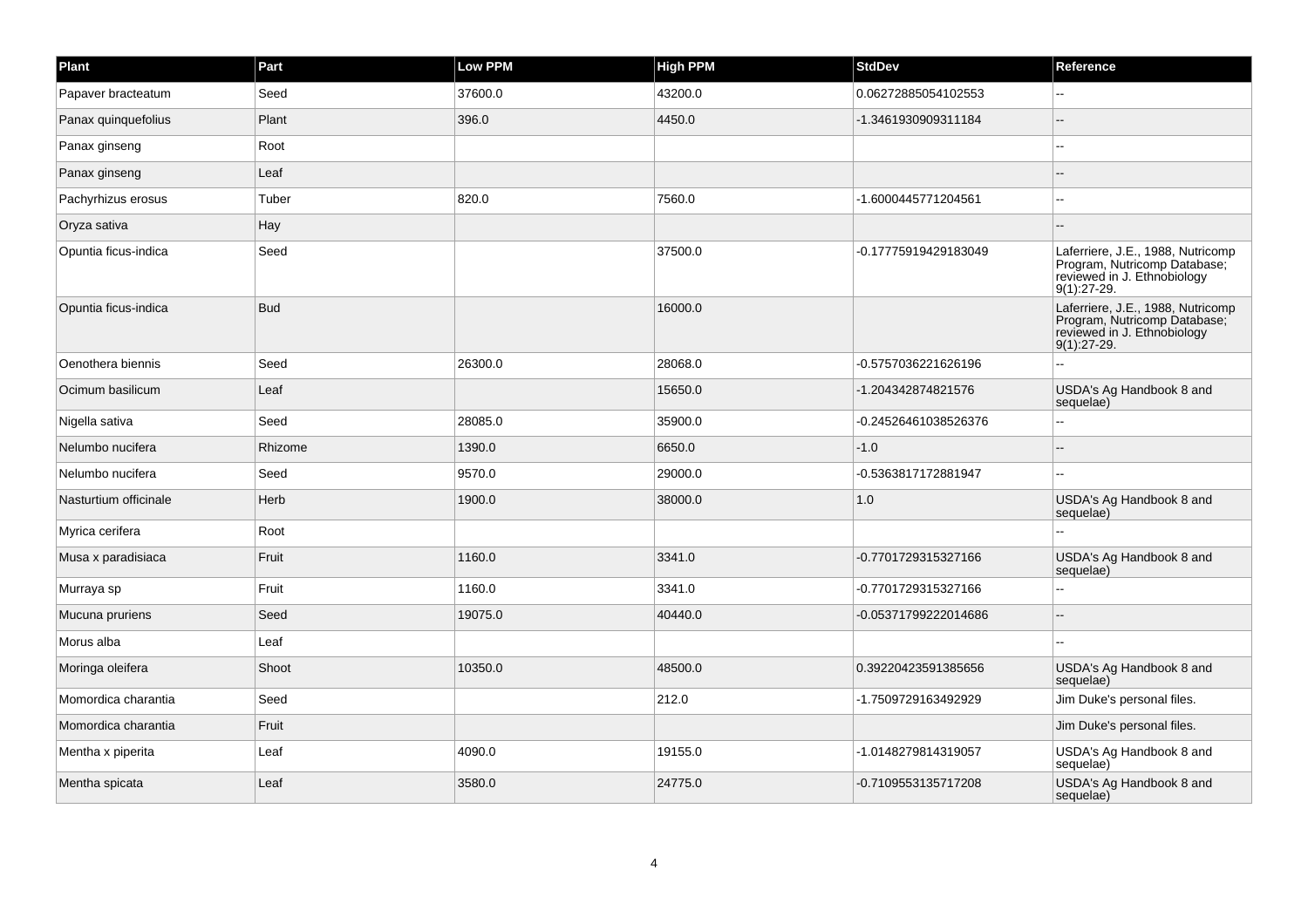| Plant | Part | Low PPM | High PPM | StdDev | Reference |
| --- | --- | --- | --- | --- | --- |
| Papaver bracteatum | Seed | 37600.0 | 43200.0 | 0.06272885054102553 | -- |
| Panax quinquefolius | Plant | 396.0 | 4450.0 | -1.3461930909311184 | -- |
| Panax ginseng | Root | | | | -- |
| Panax ginseng | Leaf | | | | -- |
| Pachyrhizus erosus | Tuber | 820.0 | 7560.0 | -1.6000445771204561 | -- |
| Oryza sativa | Hay | | | | -- |
| Opuntia ficus-indica | Seed | | 37500.0 | -0.17775919429183049 | Laferriere, J.E., 1988, Nutricomp Program, Nutricomp Database; reviewed in J. Ethnobiology 9(1):27-29. |
| Opuntia ficus-indica | Bud | | 16000.0 | | Laferriere, J.E., 1988, Nutricomp Program, Nutricomp Database; reviewed in J. Ethnobiology 9(1):27-29. |
| Oenothera biennis | Seed | 26300.0 | 28068.0 | -0.5757036221626196 | -- |
| Ocimum basilicum | Leaf | | 15650.0 | -1.204342874821576 | USDA's Ag Handbook 8 and sequelae) |
| Nigella sativa | Seed | 28085.0 | 35900.0 | -0.24526461038526376 | -- |
| Nelumbo nucifera | Rhizome | 1390.0 | 6650.0 | -1.0 | -- |
| Nelumbo nucifera | Seed | 9570.0 | 29000.0 | -0.5363817172881947 | -- |
| Nasturtium officinale | Herb | 1900.0 | 38000.0 | 1.0 | USDA's Ag Handbook 8 and sequelae) |
| Myrica cerifera | Root | | | | -- |
| Musa x paradisiaca | Fruit | 1160.0 | 3341.0 | -0.7701729315327166 | USDA's Ag Handbook 8 and sequelae) |
| Murraya sp | Fruit | 1160.0 | 3341.0 | -0.7701729315327166 | -- |
| Mucuna pruriens | Seed | 19075.0 | 40440.0 | -0.05371799222014686 | -- |
| Morus alba | Leaf | | | | -- |
| Moringa oleifera | Shoot | 10350.0 | 48500.0 | 0.39220423591385656 | USDA's Ag Handbook 8 and sequelae) |
| Momordica charantia | Seed | | 212.0 | -1.7509729163492929 | Jim Duke's personal files. |
| Momordica charantia | Fruit | | | | Jim Duke's personal files. |
| Mentha x piperita | Leaf | 4090.0 | 19155.0 | -1.0148279814319057 | USDA's Ag Handbook 8 and sequelae) |
| Mentha spicata | Leaf | 3580.0 | 24775.0 | -0.7109553135717208 | USDA's Ag Handbook 8 and sequelae) |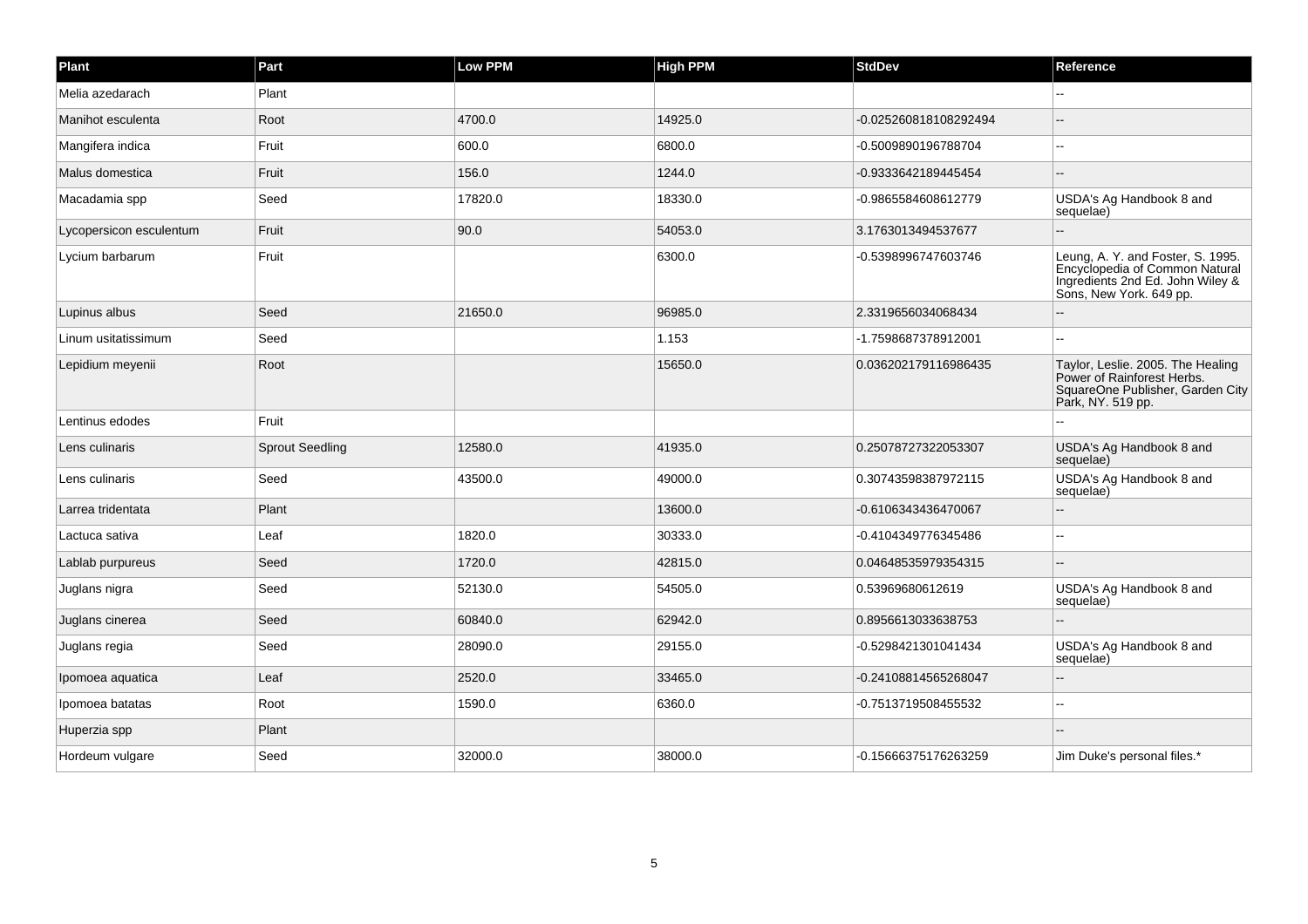| Plant | Part | Low PPM | High PPM | StdDev | Reference |
|---|---|---|---|---|---|
| Melia azedarach | Plant | | | | -- |
| Manihot esculenta | Root | 4700.0 | 14925.0 | -0.025260818108292494 | -- |
| Mangifera indica | Fruit | 600.0 | 6800.0 | -0.5009890196788704 | -- |
| Malus domestica | Fruit | 156.0 | 1244.0 | -0.9333642189445454 | -- |
| Macadamia spp | Seed | 17820.0 | 18330.0 | -0.9865584608612779 | USDA's Ag Handbook 8 and sequelae) |
| Lycopersicon esculentum | Fruit | 90.0 | 54053.0 | 3.1763013494537677 | -- |
| Lycium barbarum | Fruit | | 6300.0 | -0.5398996747603746 | Leung, A. Y. and Foster, S. 1995. Encyclopedia of Common Natural Ingredients 2nd Ed. John Wiley & Sons, New York. 649 pp. |
| Lupinus albus | Seed | 21650.0 | 96985.0 | 2.3319656034068434 | -- |
| Linum usitatissimum | Seed | | 1.153 | -1.7598687378912001 | -- |
| Lepidium meyenii | Root | | 15650.0 | 0.036202179116986435 | Taylor, Leslie. 2005. The Healing Power of Rainforest Herbs. SquareOne Publisher, Garden City Park, NY. 519 pp. |
| Lentinus edodes | Fruit | | | | -- |
| Lens culinaris | Sprout Seedling | 12580.0 | 41935.0 | 0.25078727322053307 | USDA's Ag Handbook 8 and sequelae) |
| Lens culinaris | Seed | 43500.0 | 49000.0 | 0.30743598387972115 | USDA's Ag Handbook 8 and sequelae) |
| Larrea tridentata | Plant | | 13600.0 | -0.6106343436470067 | -- |
| Lactuca sativa | Leaf | 1820.0 | 30333.0 | -0.4104349776345486 | -- |
| Lablab purpureus | Seed | 1720.0 | 42815.0 | 0.04648535979354315 | -- |
| Juglans nigra | Seed | 52130.0 | 54505.0 | 0.53969680612619 | USDA's Ag Handbook 8 and sequelae) |
| Juglans cinerea | Seed | 60840.0 | 62942.0 | 0.8956613033638753 | -- |
| Juglans regia | Seed | 28090.0 | 29155.0 | -0.5298421301041434 | USDA's Ag Handbook 8 and sequelae) |
| Ipomoea aquatica | Leaf | 2520.0 | 33465.0 | -0.24108814565268047 | -- |
| Ipomoea batatas | Root | 1590.0 | 6360.0 | -0.7513719508455532 | -- |
| Huperzia spp | Plant | | | | -- |
| Hordeum vulgare | Seed | 32000.0 | 38000.0 | -0.15666375176263259 | Jim Duke's personal files.* |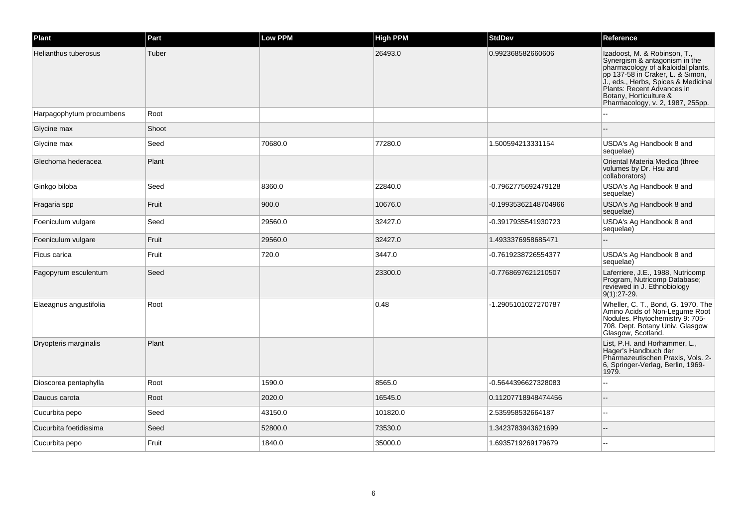| Plant | Part | Low PPM | High PPM | StdDev | Reference |
| --- | --- | --- | --- | --- | --- |
| Helianthus tuberosus | Tuber | | 26493.0 | 0.992368582660606 | Izadoost, M. & Robinson, T., Synergism & antagonism in the pharmacology of alkaloidal plants, pp 137-58 in Craker, L. & Simon, J., eds., Herbs, Spices & Medicinal Plants: Recent Advances in Botany, Horticulture & Pharmacology, v. 2, 1987, 255pp. |
| Harpagophytum procumbens | Root | | | | -- |
| Glycine max | Shoot | | | | -- |
| Glycine max | Seed | 70680.0 | 77280.0 | 1.500594213331154 | USDA's Ag Handbook 8 and sequelae) |
| Glechoma hederacea | Plant | | | | Oriental Materia Medica (three volumes by Dr. Hsu and collaborators) |
| Ginkgo biloba | Seed | 8360.0 | 22840.0 | -0.7962775692479128 | USDA's Ag Handbook 8 and sequelae) |
| Fragaria spp | Fruit | 900.0 | 10676.0 | -0.19935362148704966 | USDA's Ag Handbook 8 and sequelae) |
| Foeniculum vulgare | Seed | 29560.0 | 32427.0 | -0.3917935541930723 | USDA's Ag Handbook 8 and sequelae) |
| Foeniculum vulgare | Fruit | 29560.0 | 32427.0 | 1.4933376958685471 | -- |
| Ficus carica | Fruit | 720.0 | 3447.0 | -0.7619238726554377 | USDA's Ag Handbook 8 and sequelae) |
| Fagopyrum esculentum | Seed | | 23300.0 | -0.7768697621210507 | Laferriere, J.E., 1988, Nutricomp Program, Nutricomp Database; reviewed in J. Ethnobiology 9(1):27-29. |
| Elaeagnus angustifolia | Root | | 0.48 | -1.2905101027270787 | Wheller, C. T., Bond, G. 1970. The Amino Acids of Non-Legume Root Nodules. Phytochemistry 9: 705-708. Dept. Botany Univ. Glasgow Glasgow, Scotland. |
| Dryopteris marginalis | Plant | | | | List, P.H. and Horhammer, L., Hager's Handbuch der Pharmazeutischen Praxis, Vols. 2-6, Springer-Verlag, Berlin, 1969-1979. |
| Dioscorea pentaphylla | Root | 1590.0 | 8565.0 | -0.5644396627328083 | -- |
| Daucus carota | Root | 2020.0 | 16545.0 | 0.11207718948474456 | -- |
| Cucurbita pepo | Seed | 43150.0 | 101820.0 | 2.535958532664187 | -- |
| Cucurbita foetidissima | Seed | 52800.0 | 73530.0 | 1.3423783943621699 | -- |
| Cucurbita pepo | Fruit | 1840.0 | 35000.0 | 1.6935719269179679 | -- |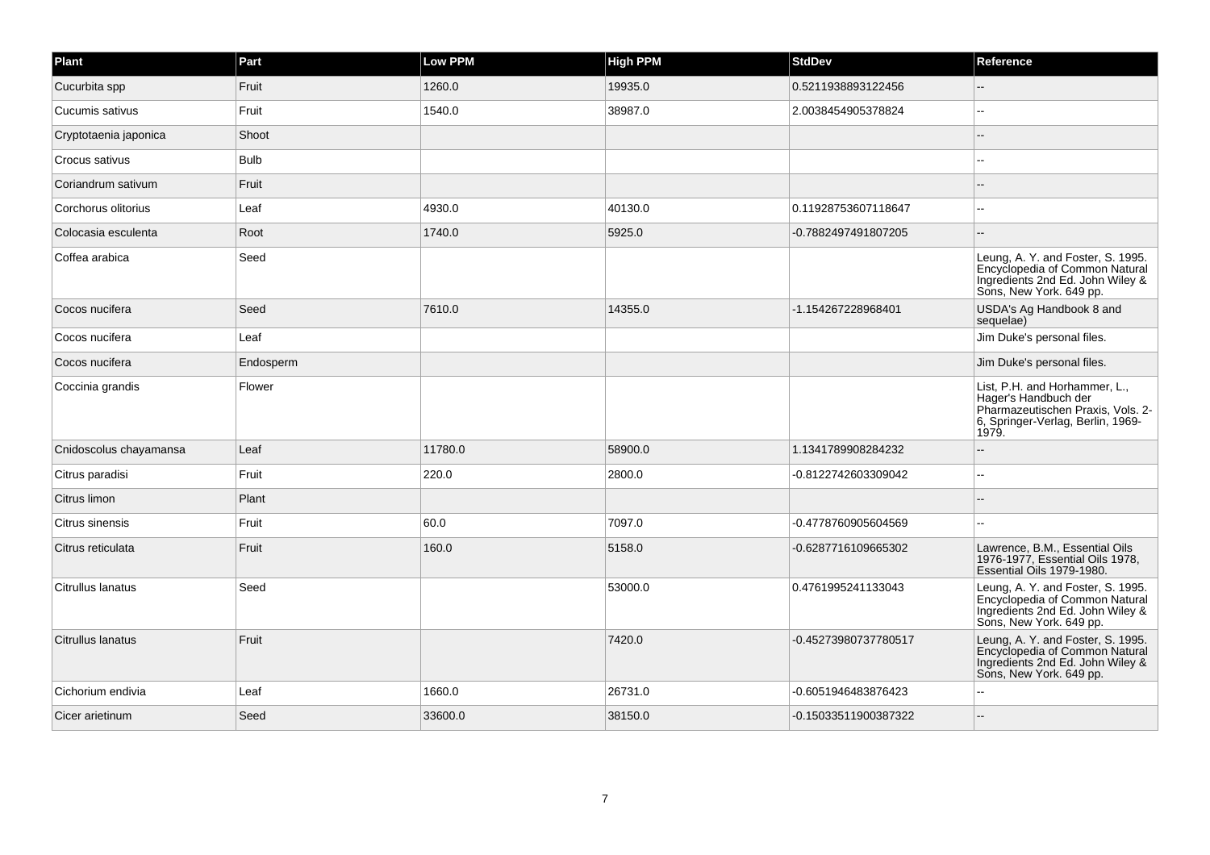| Plant | Part | Low PPM | High PPM | StdDev | Reference |
|---|---|---|---|---|---|
| Cucurbita spp | Fruit | 1260.0 | 19935.0 | 0.5211938893122456 | -- |
| Cucumis sativus | Fruit | 1540.0 | 38987.0 | 2.0038454905378824 | -- |
| Cryptotaenia japonica | Shoot | | | | -- |
| Crocus sativus | Bulb | | | | -- |
| Coriandrum sativum | Fruit | | | | -- |
| Corchorus olitorius | Leaf | 4930.0 | 40130.0 | 0.11928753607118647 | -- |
| Colocasia esculenta | Root | 1740.0 | 5925.0 | -0.7882497491807205 | -- |
| Coffea arabica | Seed | | | | Leung, A. Y. and Foster, S. 1995. Encyclopedia of Common Natural Ingredients 2nd Ed. John Wiley & Sons, New York. 649 pp. |
| Cocos nucifera | Seed | 7610.0 | 14355.0 | -1.154267228968401 | USDA's Ag Handbook 8 and sequelae) |
| Cocos nucifera | Leaf | | | | Jim Duke's personal files. |
| Cocos nucifera | Endosperm | | | | Jim Duke's personal files. |
| Coccinia grandis | Flower | | | | List, P.H. and Horhammer, L., Hager's Handbuch der Pharmazeutischen Praxis, Vols. 2-6, Springer-Verlag, Berlin, 1969-1979. |
| Cnidoscolus chayamansa | Leaf | 11780.0 | 58900.0 | 1.1341789908284232 | -- |
| Citrus paradisi | Fruit | 220.0 | 2800.0 | -0.8122742603309042 | -- |
| Citrus limon | Plant | | | | -- |
| Citrus sinensis | Fruit | 60.0 | 7097.0 | -0.4778760905604569 | -- |
| Citrus reticulata | Fruit | 160.0 | 5158.0 | -0.6287716109665302 | Lawrence, B.M., Essential Oils 1976-1977, Essential Oils 1978, Essential Oils 1979-1980. |
| Citrullus lanatus | Seed | | 53000.0 | 0.4761995241133043 | Leung, A. Y. and Foster, S. 1995. Encyclopedia of Common Natural Ingredients 2nd Ed. John Wiley & Sons, New York. 649 pp. |
| Citrullus lanatus | Fruit | | 7420.0 | -0.45273980737780517 | Leung, A. Y. and Foster, S. 1995. Encyclopedia of Common Natural Ingredients 2nd Ed. John Wiley & Sons, New York. 649 pp. |
| Cichorium endivia | Leaf | 1660.0 | 26731.0 | -0.6051946483876423 | -- |
| Cicer arietinum | Seed | 33600.0 | 38150.0 | -0.15033511900387322 | -- |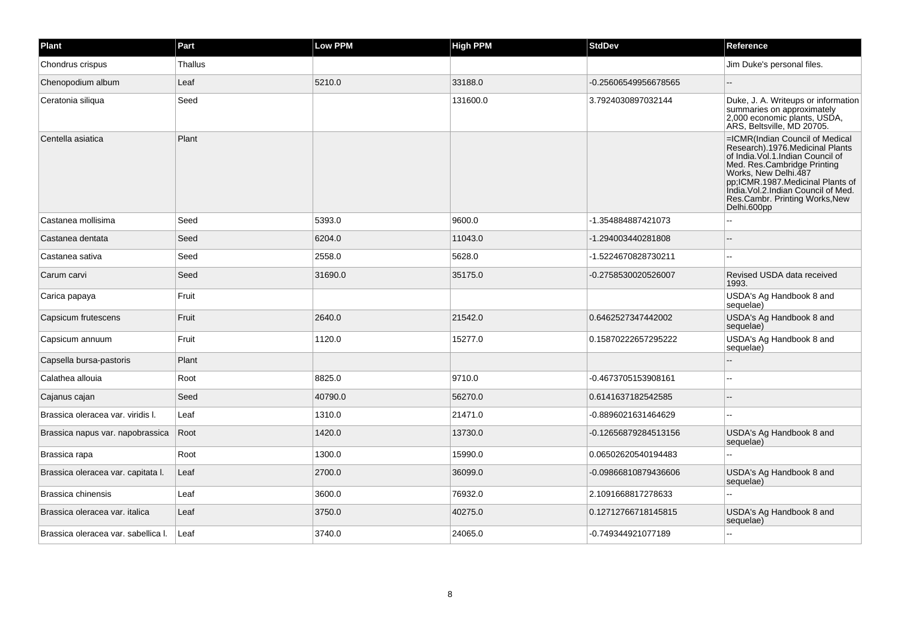| Plant | Part | Low PPM | High PPM | StdDev | Reference |
|---|---|---|---|---|---|
| Chondrus crispus | Thallus | | | | Jim Duke's personal files. |
| Chenopodium album | Leaf | 5210.0 | 33188.0 | -0.25606549956678565 | -- |
| Ceratonia siliqua | Seed | | 131600.0 | 3.7924030897032144 | Duke, J. A. Writeups or information summaries on approximately 2,000 economic plants, USDA, ARS, Beltsville, MD 20705. |
| Centella asiatica | Plant | | | | =ICMR(Indian Council of Medical Research).1976.Medicinal Plants of India.Vol.1.Indian Council of Med. Res.Cambridge Printing Works, New Delhi.487 pp;ICMR.1987.Medicinal Plants of India.Vol.2.Indian Council of Med. Res.Cambr. Printing Works,New Delhi.600pp |
| Castanea mollisima | Seed | 5393.0 | 9600.0 | -1.354884887421073 | -- |
| Castanea dentata | Seed | 6204.0 | 11043.0 | -1.294003440281808 | -- |
| Castanea sativa | Seed | 2558.0 | 5628.0 | -1.5224670828730211 | -- |
| Carum carvi | Seed | 31690.0 | 35175.0 | -0.2758530020526007 | Revised USDA data received 1993. |
| Carica papaya | Fruit | | | | USDA's Ag Handbook 8 and sequelae) |
| Capsicum frutescens | Fruit | 2640.0 | 21542.0 | 0.6462527347442002 | USDA's Ag Handbook 8 and sequelae) |
| Capsicum annuum | Fruit | 1120.0 | 15277.0 | 0.15870222657295222 | USDA's Ag Handbook 8 and sequelae) |
| Capsella bursa-pastoris | Plant | | | | -- |
| Calathea allouia | Root | 8825.0 | 9710.0 | -0.4673705153908161 | -- |
| Cajanus cajan | Seed | 40790.0 | 56270.0 | 0.6141637182542585 | -- |
| Brassica oleracea var. viridis l. | Leaf | 1310.0 | 21471.0 | -0.8896021631464629 | -- |
| Brassica napus var. napobrassica | Root | 1420.0 | 13730.0 | -0.12656879284513156 | USDA's Ag Handbook 8 and sequelae) |
| Brassica rapa | Root | 1300.0 | 15990.0 | 0.06502620540194483 | -- |
| Brassica oleracea var. capitata l. | Leaf | 2700.0 | 36099.0 | -0.09866810879436606 | USDA's Ag Handbook 8 and sequelae) |
| Brassica chinensis | Leaf | 3600.0 | 76932.0 | 2.1091668817278633 | -- |
| Brassica oleracea var. italica | Leaf | 3750.0 | 40275.0 | 0.12712766718145815 | USDA's Ag Handbook 8 and sequelae) |
| Brassica oleracea var. sabellica l. | Leaf | 3740.0 | 24065.0 | -0.749344921077189 | -- |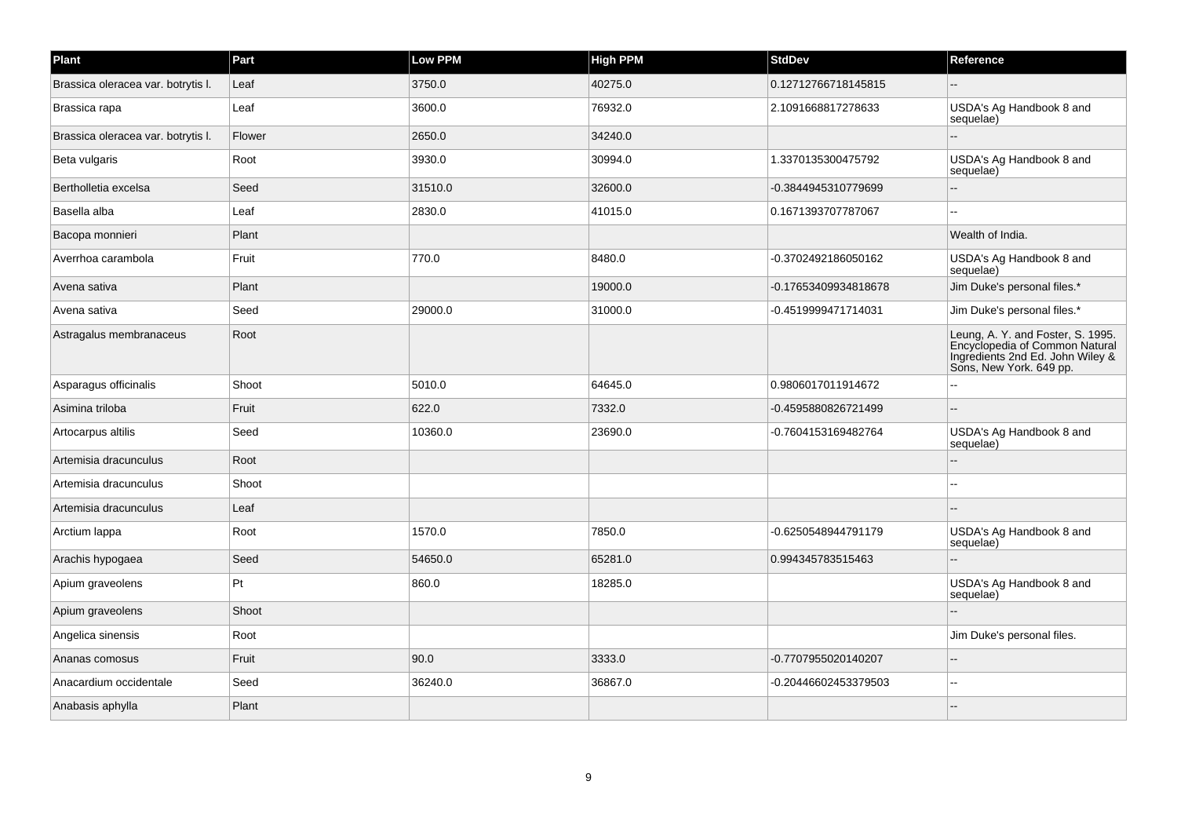| Plant | Part | Low PPM | High PPM | StdDev | Reference |
| --- | --- | --- | --- | --- | --- |
| Brassica oleracea var. botrytis l. | Leaf | 3750.0 | 40275.0 | 0.12712766718145815 | -- |
| Brassica rapa | Leaf | 3600.0 | 76932.0 | 2.1091668817278633 | USDA's Ag Handbook 8 and sequelae) |
| Brassica oleracea var. botrytis l. | Flower | 2650.0 | 34240.0 | | -- |
| Beta vulgaris | Root | 3930.0 | 30994.0 | 1.3370135300475792 | USDA's Ag Handbook 8 and sequelae) |
| Bertholletia excelsa | Seed | 31510.0 | 32600.0 | -0.3844945310779699 | -- |
| Basella alba | Leaf | 2830.0 | 41015.0 | 0.1671393707787067 | -- |
| Bacopa monnieri | Plant | | | | Wealth of India. |
| Averrhoa carambola | Fruit | 770.0 | 8480.0 | -0.3702492186050162 | USDA's Ag Handbook 8 and sequelae) |
| Avena sativa | Plant | | 19000.0 | -0.17653409934818678 | Jim Duke's personal files.* |
| Avena sativa | Seed | 29000.0 | 31000.0 | -0.4519999471714031 | Jim Duke's personal files.* |
| Astragalus membranaceus | Root | | | | Leung, A. Y. and Foster, S. 1995. Encyclopedia of Common Natural Ingredients 2nd Ed. John Wiley & Sons, New York. 649 pp. |
| Asparagus officinalis | Shoot | 5010.0 | 64645.0 | 0.9806017011914672 | -- |
| Asimina triloba | Fruit | 622.0 | 7332.0 | -0.4595880826721499 | -- |
| Artocarpus altilis | Seed | 10360.0 | 23690.0 | -0.7604153169482764 | USDA's Ag Handbook 8 and sequelae) |
| Artemisia dracunculus | Root | | | | -- |
| Artemisia dracunculus | Shoot | | | | -- |
| Artemisia dracunculus | Leaf | | | | -- |
| Arctium lappa | Root | 1570.0 | 7850.0 | -0.6250548944791179 | USDA's Ag Handbook 8 and sequelae) |
| Arachis hypogaea | Seed | 54650.0 | 65281.0 | 0.994345783515463 | -- |
| Apium graveolens | Pt | 860.0 | 18285.0 | | USDA's Ag Handbook 8 and sequelae) |
| Apium graveolens | Shoot | | | | -- |
| Angelica sinensis | Root | | | | Jim Duke's personal files. |
| Ananas comosus | Fruit | 90.0 | 3333.0 | -0.7707955020140207 | -- |
| Anacardium occidentale | Seed | 36240.0 | 36867.0 | -0.20446602453379503 | -- |
| Anabasis aphylla | Plant | | | | -- |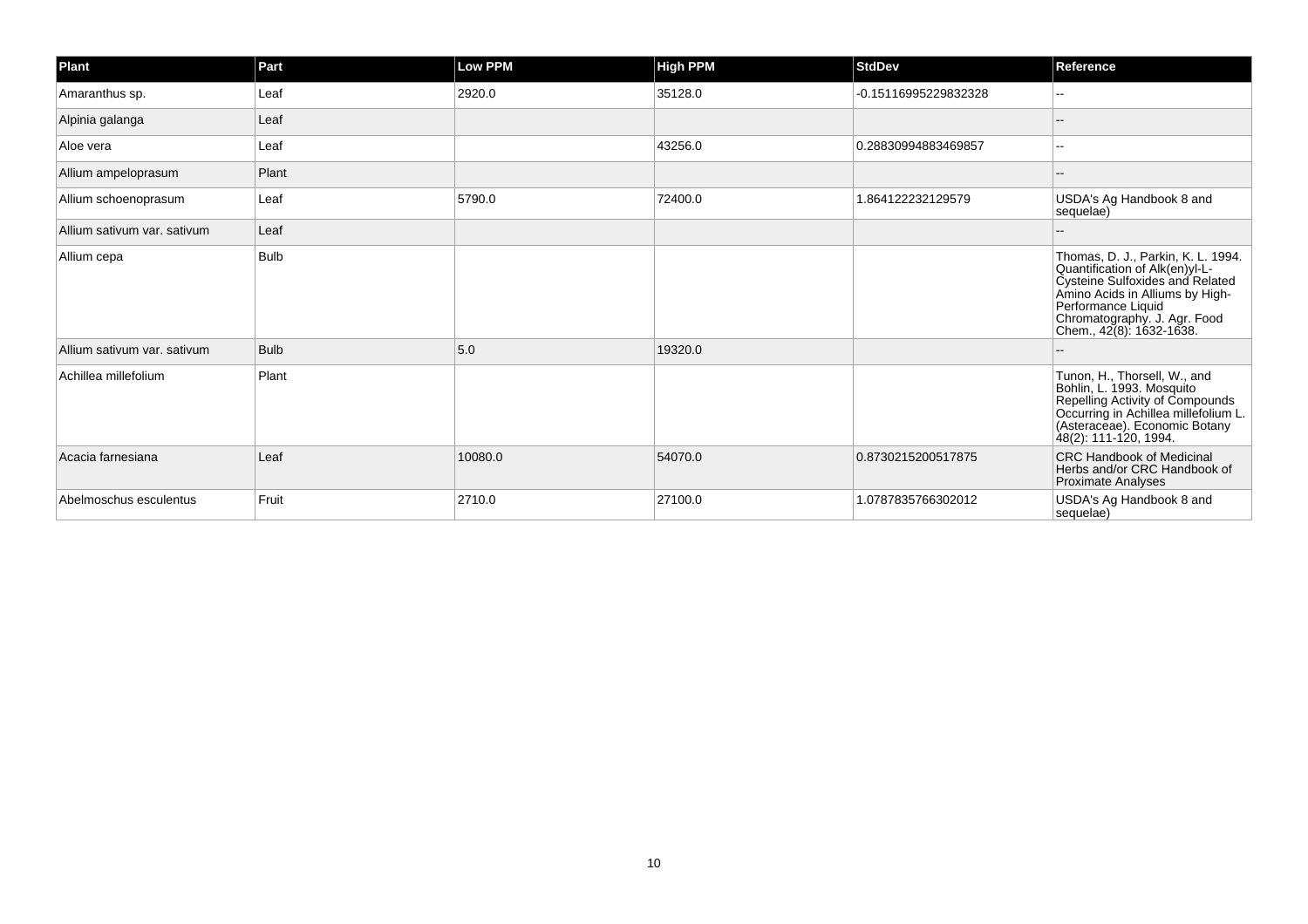| Plant | Part | Low PPM | High PPM | StdDev | Reference |
| --- | --- | --- | --- | --- | --- |
| Amaranthus sp. | Leaf | 2920.0 | 35128.0 | -0.15116995229832328 | -- |
| Alpinia galanga | Leaf | | | | -- |
| Aloe vera | Leaf | | 43256.0 | 0.28830994883469857 | -- |
| Allium ampeloprasum | Plant | | | | -- |
| Allium schoenoprasum | Leaf | 5790.0 | 72400.0 | 1.864122232129579 | USDA's Ag Handbook 8 and sequelae) |
| Allium sativum var. sativum | Leaf | | | | -- |
| Allium cepa | Bulb | | | | Thomas, D. J., Parkin, K. L. 1994. Quantification of Alk(en)yl-L-Cysteine Sulfoxides and Related Amino Acids in Alliums by High-Performance Liquid Chromatography. J. Agr. Food Chem., 42(8): 1632-1638. |
| Allium sativum var. sativum | Bulb | 5.0 | 19320.0 | | -- |
| Achillea millefolium | Plant | | | | Tunon, H., Thorsell, W., and Bohlin, L. 1993. Mosquito Repelling Activity of Compounds Occurring in Achillea millefolium L. (Asteraceae). Economic Botany 48(2): 111-120, 1994. |
| Acacia farnesiana | Leaf | 10080.0 | 54070.0 | 0.8730215200517875 | CRC Handbook of Medicinal Herbs and/or CRC Handbook of Proximate Analyses |
| Abelmoschus esculentus | Fruit | 2710.0 | 27100.0 | 1.0787835766302012 | USDA's Ag Handbook 8 and sequelae) |